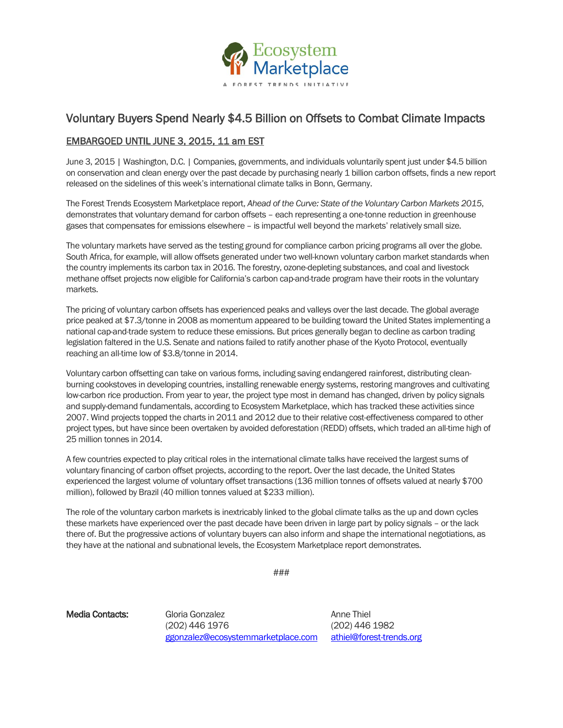Ecosystem Marketplace

A FOREST TRENDS INITIATIVE

# Voluntary Buyers Spend Nearly $4.5 Billion on Offsets to Combat Climate Impacts

## EMBARGOED UNTIL JUNE 3, 2015, 11 am EST

June 3, 2015 | Washington, D.C. | Companies, governments, and individuals voluntarily spent just under $4.5 billion on conservation and clean energy over the past decade by purchasing nearly 1 billion carbon offsets, finds a new report released on the sidelines of this week's international climate talks in Bonn, Germany.

The Forest Trends Ecosystem Marketplace report, *Ahead of the Curve: State of the Voluntary Carbon Markets 2015*, demonstrates that voluntary demand for carbon offsets – each representing a one-tonne reduction in greenhouse gases that compensates for emissions elsewhere – is impactful well beyond the markets' relatively small size.

The voluntary markets have served as the testing ground for compliance carbon pricing programs all over the globe. South Africa, for example, will allow offsets generated under two well-known voluntary carbon market standards when the country implements its carbon tax in 2016. The forestry, ozone-depleting substances, and coal and livestock methane offset projects now eligible for California's carbon cap-and-trade program have their roots in the voluntary markets.

The pricing of voluntary carbon offsets has experienced peaks and valleys over the last decade. The global average price peaked at $7.3/tonne in 2008 as momentum appeared to be building toward the United States implementing a national cap-and-trade system to reduce these emissions. But prices generally began to decline as carbon trading legislation faltered in the U.S. Senate and nations failed to ratify another phase of the Kyoto Protocol, eventually reaching an all-time low of $3.8/tonne in 2014.

Voluntary carbon offsetting can take on various forms, including saving endangered rainforest, distributing clean-burning cookstoves in developing countries, installing renewable energy systems, restoring mangroves and cultivating low-carbon rice production. From year to year, the project type most in demand has changed, driven by policy signals and supply-demand fundamentals, according to Ecosystem Marketplace, which has tracked these activities since 2007. Wind projects topped the charts in 2011 and 2012 due to their relative cost-effectiveness compared to other project types, but have since been overtaken by avoided deforestation (REDD) offsets, which traded an all-time high of 25 million tonnes in 2014.

A few countries expected to play critical roles in the international climate talks have received the largest sums of voluntary financing of carbon offset projects, according to the report. Over the last decade, the United States experienced the largest volume of voluntary offset transactions (136 million tonnes of offsets valued at nearly $700 million), followed by Brazil (40 million tonnes valued at $233 million).

The role of the voluntary carbon markets is inextricably linked to the global climate talks as the up and down cycles these markets have experienced over the past decade have been driven in large part by policy signals – or the lack there of. But the progressive actions of voluntary buyers can also inform and shape the international negotiations, as they have at the national and subnational levels, the Ecosystem Marketplace report demonstrates.

###

**Media Contacts:**

Gloria Gonzalez
(202) 446 1976
ggonzalez@ecosystemmarketplace.com

Anne Thiel
(202) 446 1982
athiel@forest-trends.org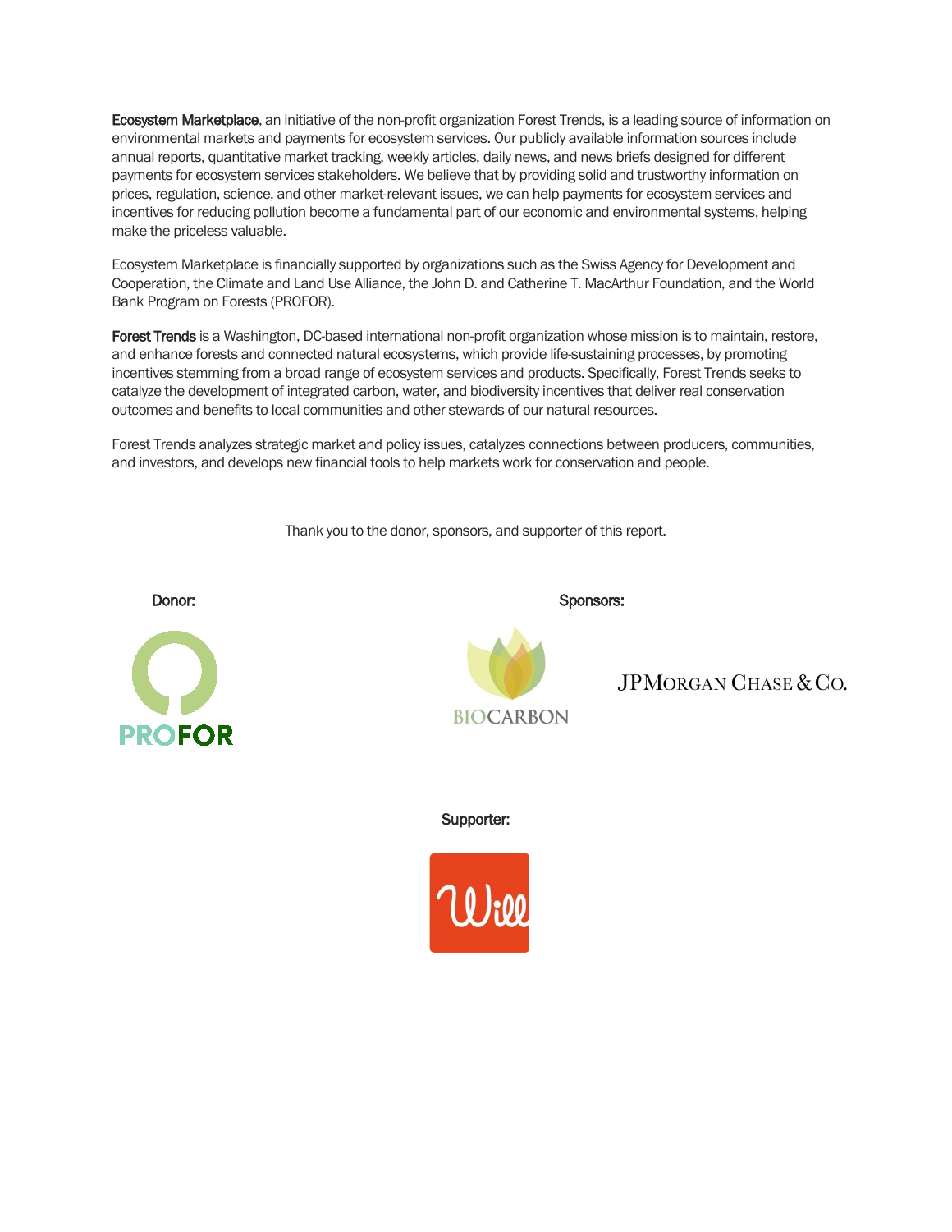**Ecosystem Marketplace**, an initiative of the non-profit organization Forest Trends, is a leading source of information on environmental markets and payments for ecosystem services. Our publicly available information sources include annual reports, quantitative market tracking, weekly articles, daily news, and news briefs designed for different payments for ecosystem services stakeholders. We believe that by providing solid and trustworthy information on prices, regulation, science, and other market-relevant issues, we can help payments for ecosystem services and incentives for reducing pollution become a fundamental part of our economic and environmental systems, helping make the priceless valuable.

Ecosystem Marketplace is financially supported by organizations such as the Swiss Agency for Development and Cooperation, the Climate and Land Use Alliance, the John D. and Catherine T. MacArthur Foundation, and the World Bank Program on Forests (PROFOR).

**Forest Trends** is a Washington, DC-based international non-profit organization whose mission is to maintain, restore, and enhance forests and connected natural ecosystems, which provide life-sustaining processes, by promoting incentives stemming from a broad range of ecosystem services and products. Specifically, Forest Trends seeks to catalyze the development of integrated carbon, water, and biodiversity incentives that deliver real conservation outcomes and benefits to local communities and other stewards of our natural resources.

Forest Trends analyzes strategic market and policy issues, catalyzes connections between producers, communities, and investors, and develops new financial tools to help markets work for conservation and people.

Thank you to the donor, sponsors, and supporter of this report.

Donor:

PROFOR

Sponsors:

BIOCARBON

JPMorgan Chase & Co.

Supporter:

Will